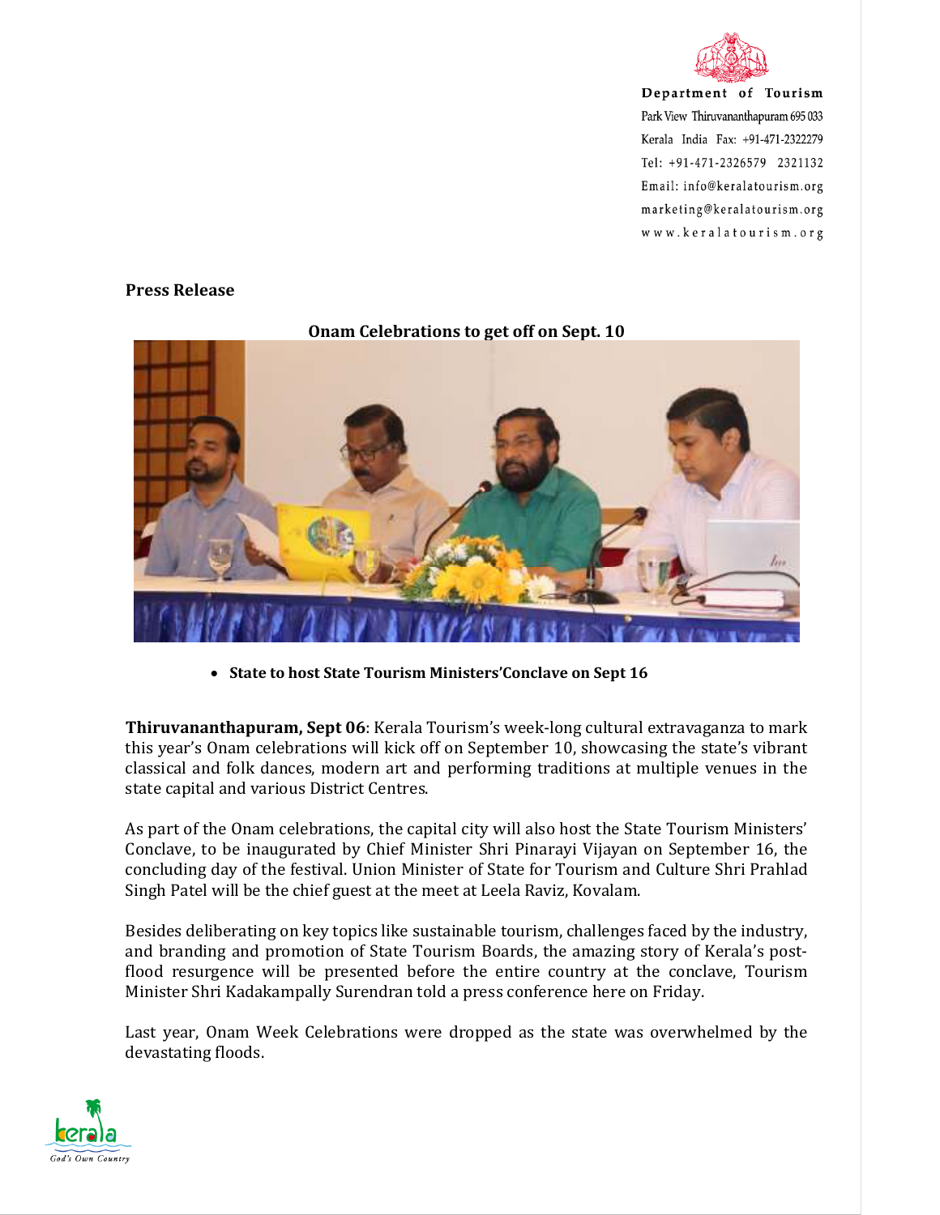Department of Tourism
Park View Thiruvananthapuram 695 033
Kerala India Fax: +91-471-2322279
Tel: +91-471-2326579 2321132
Email: info@keralatourism.org
marketing@keralatourism.org
www.keralatourism.org

**Press Release**

## Onam Celebrations to get off on Sept. 10

- **State to host State Tourism Ministers'Conclave on Sept 16**

**Thiruvananthapuram, Sept 06**: Kerala Tourism's week-long cultural extravaganza to mark this year's Onam celebrations will kick off on September 10, showcasing the state's vibrant classical and folk dances, modern art and performing traditions at multiple venues in the state capital and various District Centres.

As part of the Onam celebrations, the capital city will also host the State Tourism Ministers' Conclave, to be inaugurated by Chief Minister Shri Pinarayi Vijayan on September 16, the concluding day of the festival. Union Minister of State for Tourism and Culture Shri Prahlad Singh Patel will be the chief guest at the meet at Leela Raviz, Kovalam.

Besides deliberating on key topics like sustainable tourism, challenges faced by the industry, and branding and promotion of State Tourism Boards, the amazing story of Kerala's post-flood resurgence will be presented before the entire country at the conclave, Tourism Minister Shri Kadakampally Surendran told a press conference here on Friday.

Last year, Onam Week Celebrations were dropped as the state was overwhelmed by the devastating floods.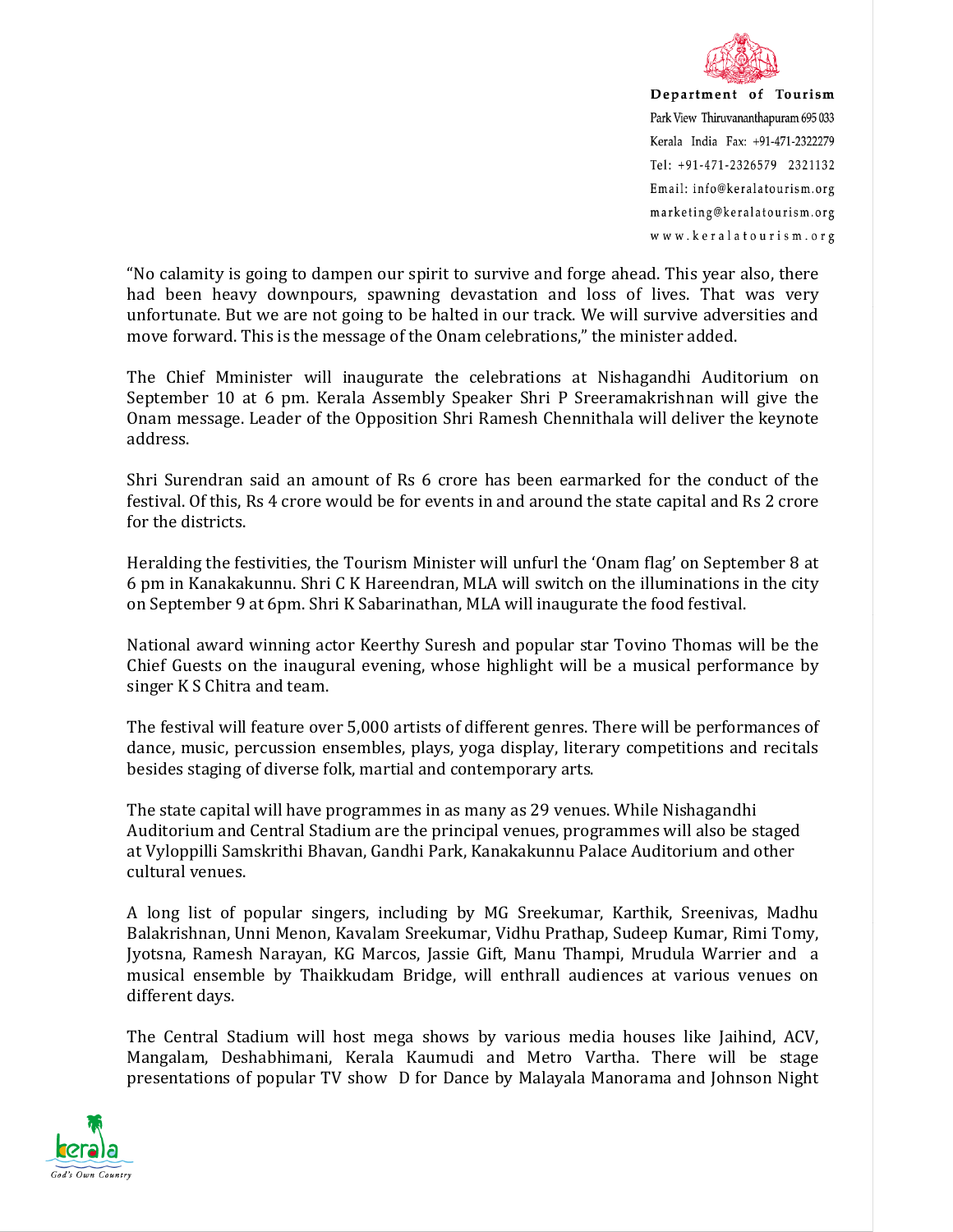"No calamity is going to dampen our spirit to survive and forge ahead. This year also, there had been heavy downpours, spawning devastation and loss of lives. That was very unfortunate. But we are not going to be halted in our track. We will survive adversities and move forward. This is the message of the Onam celebrations," the minister added.

The Chief Mminister will inaugurate the celebrations at Nishagandhi Auditorium on September 10 at 6 pm. Kerala Assembly Speaker Shri P Sreeramakrishnan will give the Onam message. Leader of the Opposition Shri Ramesh Chennithala will deliver the keynote address.

Shri Surendran said an amount of Rs 6 crore has been earmarked for the conduct of the festival. Of this, Rs 4 crore would be for events in and around the state capital and Rs 2 crore for the districts.

Heralding the festivities, the Tourism Minister will unfurl the 'Onam flag' on September 8 at 6 pm in Kanakakunnu. Shri C K Hareendran, MLA will switch on the illuminations in the city on September 9 at 6pm. Shri K Sabarinathan, MLA will inaugurate the food festival.

National award winning actor Keerthy Suresh and popular star Tovino Thomas will be the Chief Guests on the inaugural evening, whose highlight will be a musical performance by singer K S Chitra and team.

The festival will feature over 5,000 artists of different genres. There will be performances of dance, music, percussion ensembles, plays, yoga display, literary competitions and recitals besides staging of diverse folk, martial and contemporary arts.

The state capital will have programmes in as many as 29 venues. While Nishagandhi Auditorium and Central Stadium are the principal venues, programmes will also be staged at Vyloppilli Samskrithi Bhavan, Gandhi Park, Kanakakunnu Palace Auditorium and other cultural venues.

A long list of popular singers, including by MG Sreekumar, Karthik, Sreenivas, Madhu Balakrishnan, Unni Menon, Kavalam Sreekumar, Vidhu Prathap, Sudeep Kumar, Rimi Tomy, Jyotsna, Ramesh Narayan, KG Marcos, Jassie Gift, Manu Thampi, Mrudula Warrier and a musical ensemble by Thaikkudam Bridge, will enthrall audiences at various venues on different days.

The Central Stadium will host mega shows by various media houses like Jaihind, ACV, Mangalam, Deshabhimani, Kerala Kaumudi and Metro Vartha. There will be stage presentations of popular TV show D for Dance by Malayala Manorama and Johnson Night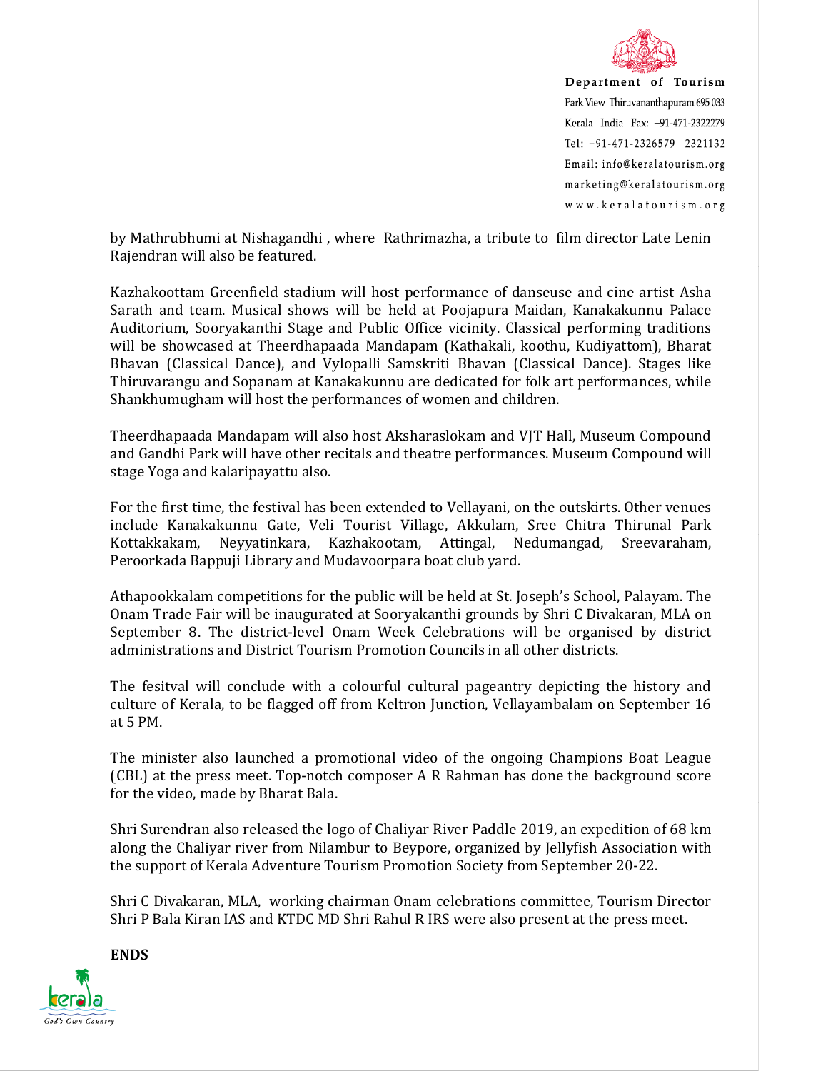by Mathrubhumi at Nishagandhi , where Rathrimazha, a tribute to film director Late Lenin Rajendran will also be featured.

Kazhakoottam Greenfield stadium will host performance of danseuse and cine artist Asha Sarath and team. Musical shows will be held at Poojapura Maidan, Kanakakunnu Palace Auditorium, Sooryakanthi Stage and Public Office vicinity. Classical performing traditions will be showcased at Theerdhapaada Mandapam (Kathakali, koothu, Kudiyattom), Bharat Bhavan (Classical Dance), and Vylopalli Samskriti Bhavan (Classical Dance). Stages like Thiruvarangu and Sopanam at Kanakakunnu are dedicated for folk art performances, while Shankhumugham will host the performances of women and children.

Theerdhapaada Mandapam will also host Aksharaslokam and VJT Hall, Museum Compound and Gandhi Park will have other recitals and theatre performances. Museum Compound will stage Yoga and kalaripayattu also.

For the first time, the festival has been extended to Vellayani, on the outskirts. Other venues include Kanakakunnu Gate, Veli Tourist Village, Akkulam, Sree Chitra Thirunal Park Kottakkakam, Neyyatinkara, Kazhakootam, Attingal, Nedumangad, Sreevaraham, Peroorkada Bappuji Library and Mudavoorpara boat club yard.

Athapookkalam competitions for the public will be held at St. Joseph's School, Palayam. The Onam Trade Fair will be inaugurated at Sooryakanthi grounds by Shri C Divakaran, MLA on September 8. The district-level Onam Week Celebrations will be organised by district administrations and District Tourism Promotion Councils in all other districts.

The fesitval will conclude with a colourful cultural pageantry depicting the history and culture of Kerala, to be flagged off from Keltron Junction, Vellayambalam on September 16 at 5 PM.

The minister also launched a promotional video of the ongoing Champions Boat League (CBL) at the press meet. Top-notch composer A R Rahman has done the background score for the video, made by Bharat Bala.

Shri Surendran also released the logo of Chaliyar River Paddle 2019, an expedition of 68 km along the Chaliyar river from Nilambur to Beypore, organized by Jellyfish Association with the support of Kerala Adventure Tourism Promotion Society from September 20-22.

Shri C Divakaran, MLA, working chairman Onam celebrations committee, Tourism Director Shri P Bala Kiran IAS and KTDC MD Shri Rahul R IRS were also present at the press meet.

**ENDS**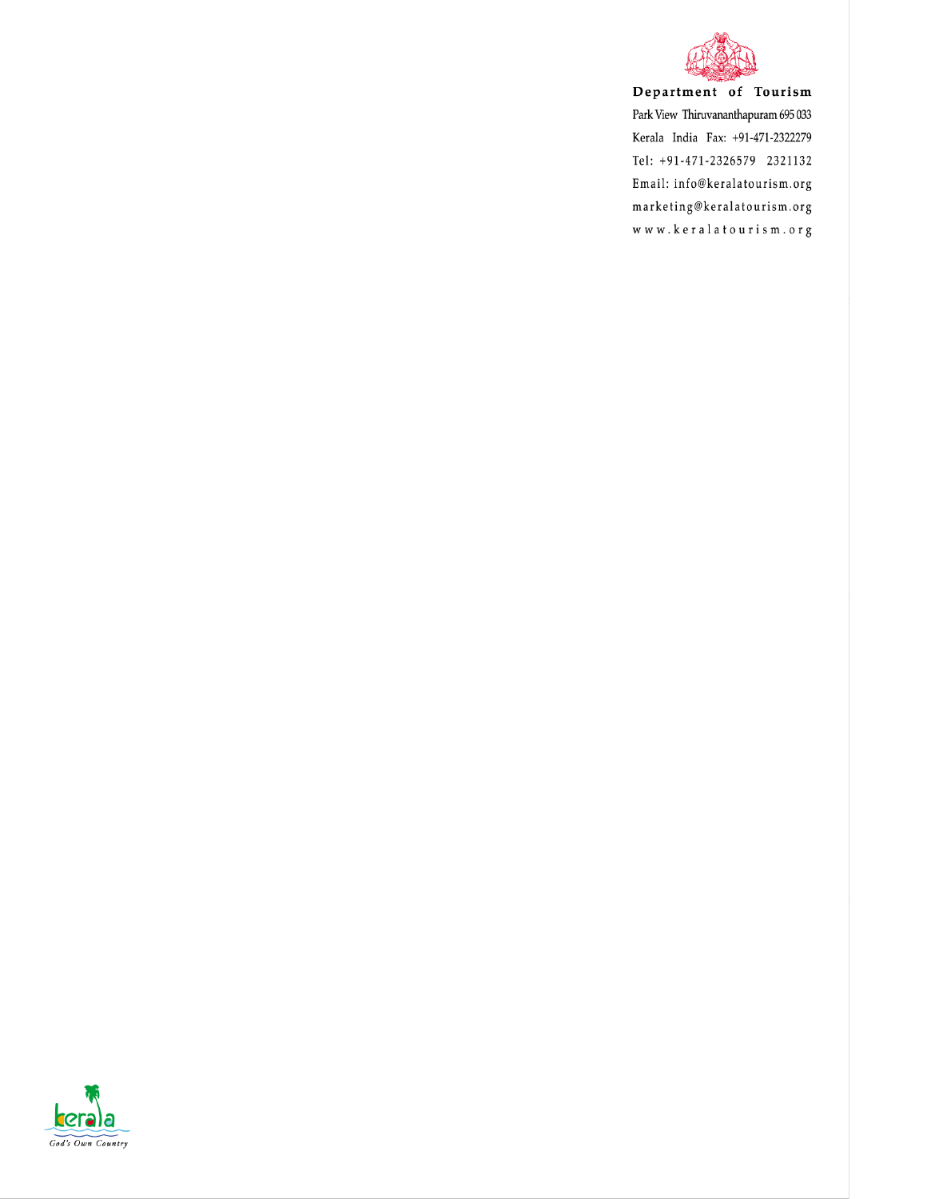Department of Tourism

Park View Thiruvananthapuram 695 033

Kerala India Fax: +91-471-2322279

Tel: +91-471-2326579 2321132

Email: info@keralatourism.org

marketing@keralatourism.org

www.keralatourism.org

kerala

God's Own Country